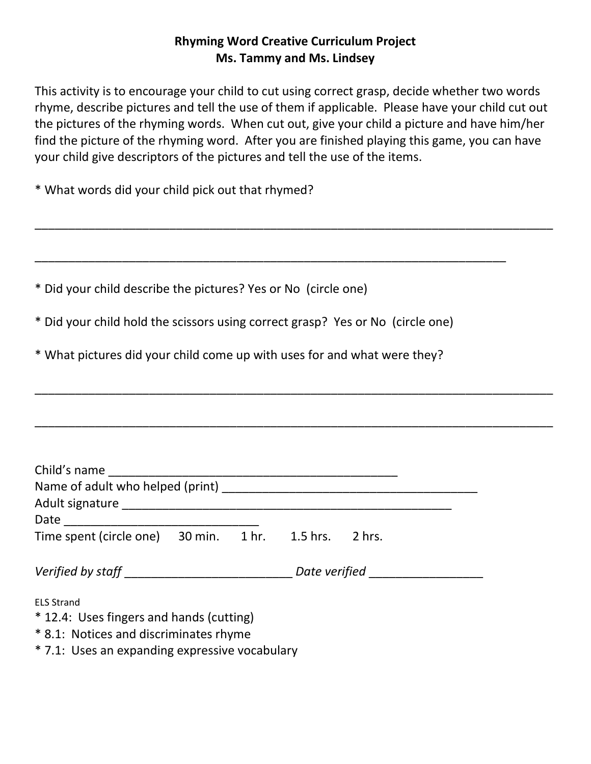**Rhyming Word Creative Curriculum Project**
**Ms. Tammy and Ms. Lindsey**

This activity is to encourage your child to cut using correct grasp, decide whether two words rhyme, describe pictures and tell the use of them if applicable. Please have your child cut out the pictures of the rhyming words. When cut out, give your child a picture and have him/her find the picture of the rhyming word. After you are finished playing this game, you can have your child give descriptors of the pictures and tell the use of the items.

* What words did your child pick out that rhymed?

_______________________________________________________________________________

_________________________________________________________________________

* Did your child describe the pictures? Yes or No (circle one)

* Did your child hold the scissors using correct grasp? Yes or No (circle one)

* What pictures did your child come up with uses for and what were they?

_______________________________________________________________________________

_______________________________________________________________________________

Child's name ____________________________________________
Name of adult who helped (print) _______________________________________
Adult signature ___________________________________________________
Date ______________________________
Time spent (circle one) 30 min. 1 hr. 1.5 hrs. 2 hrs.

*Verified by staff* _________________________ *Date verified* _________________

ELS Strand
* 12.4: Uses fingers and hands (cutting)
* 8.1: Notices and discriminates rhyme
* 7.1: Uses an expanding expressive vocabulary